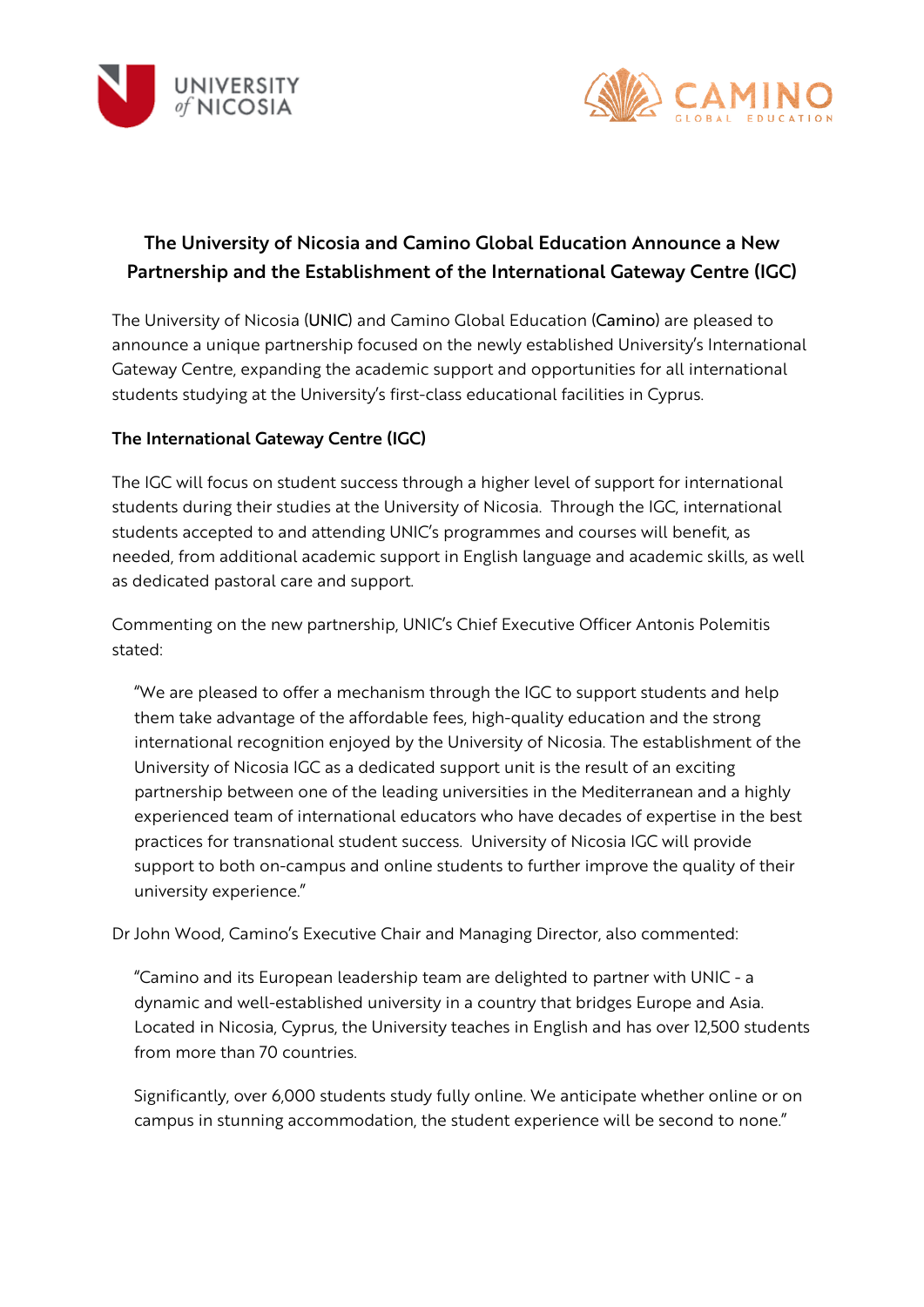# The University of Nicosia and Camino Global Education Announce a New Partnership and the Establishment of the International Gateway Centre (IGC)

The University of Nicosia (**UNIC**) and Camino Global Education (**Camino**) are pleased to announce a unique partnership focused on the newly established University's International Gateway Centre, expanding the academic support and opportunities for all international students studying at the University's first-class educational facilities in Cyprus.

## The International Gateway Centre (IGC)

The IGC will focus on student success through a higher level of support for international students during their studies at the University of Nicosia. Through the IGC, international students accepted to and attending UNIC's programmes and courses will benefit, as needed, from additional academic support in English language and academic skills, as well as dedicated pastoral care and support.

Commenting on the new partnership, UNIC's Chief Executive Officer Antonis Polemitis stated:

> "We are pleased to offer a mechanism through the IGC to support students and help them take advantage of the affordable fees, high-quality education and the strong international recognition enjoyed by the University of Nicosia. The establishment of the University of Nicosia IGC as a dedicated support unit is the result of an exciting partnership between one of the leading universities in the Mediterranean and a highly experienced team of international educators who have decades of expertise in the best practices for transnational student success. University of Nicosia IGC will provide support to both on-campus and online students to further improve the quality of their university experience."

Dr John Wood, Camino's Executive Chair and Managing Director, also commented:

> "Camino and its European leadership team are delighted to partner with UNIC - a dynamic and well-established university in a country that bridges Europe and Asia. Located in Nicosia, Cyprus, the University teaches in English and has over 12,500 students from more than 70 countries.
>
> Significantly, over 6,000 students study fully online. We anticipate whether online or on campus in stunning accommodation, the student experience will be second to none."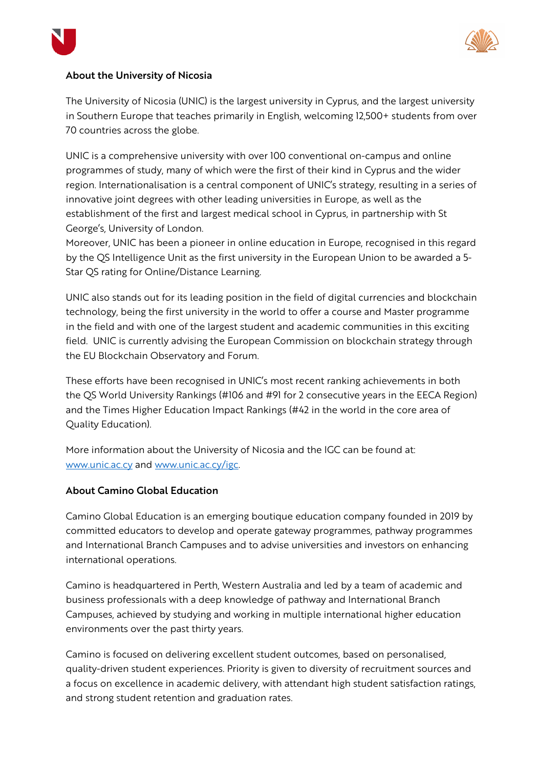**About the University of Nicosia**

The University of Nicosia (UNIC) is the largest university in Cyprus, and the largest university in Southern Europe that teaches primarily in English, welcoming 12,500+ students from over 70 countries across the globe.

UNIC is a comprehensive university with over 100 conventional on-campus and online programmes of study, many of which were the first of their kind in Cyprus and the wider region. Internationalisation is a central component of UNIC's strategy, resulting in a series of innovative joint degrees with other leading universities in Europe, as well as the establishment of the first and largest medical school in Cyprus, in partnership with St George's, University of London.
Moreover, UNIC has been a pioneer in online education in Europe, recognised in this regard by the QS Intelligence Unit as the first university in the European Union to be awarded a 5-Star QS rating for Online/Distance Learning.

UNIC also stands out for its leading position in the field of digital currencies and blockchain technology, being the first university in the world to offer a course and Master programme in the field and with one of the largest student and academic communities in this exciting field. UNIC is currently advising the European Commission on blockchain strategy through the EU Blockchain Observatory and Forum.

These efforts have been recognised in UNIC's most recent ranking achievements in both the QS World University Rankings (#106 and #91 for 2 consecutive years in the EECA Region) and the Times Higher Education Impact Rankings (#42 in the world in the core area of Quality Education).

More information about the University of Nicosia and the IGC can be found at: [www.unic.ac.cy](http://www.unic.ac.cy) and [www.unic.ac.cy/igc](http://www.unic.ac.cy/igc).

**About Camino Global Education**

Camino Global Education is an emerging boutique education company founded in 2019 by committed educators to develop and operate gateway programmes, pathway programmes and International Branch Campuses and to advise universities and investors on enhancing international operations.

Camino is headquartered in Perth, Western Australia and led by a team of academic and business professionals with a deep knowledge of pathway and International Branch Campuses, achieved by studying and working in multiple international higher education environments over the past thirty years.

Camino is focused on delivering excellent student outcomes, based on personalised, quality-driven student experiences. Priority is given to diversity of recruitment sources and a focus on excellence in academic delivery, with attendant high student satisfaction ratings, and strong student retention and graduation rates.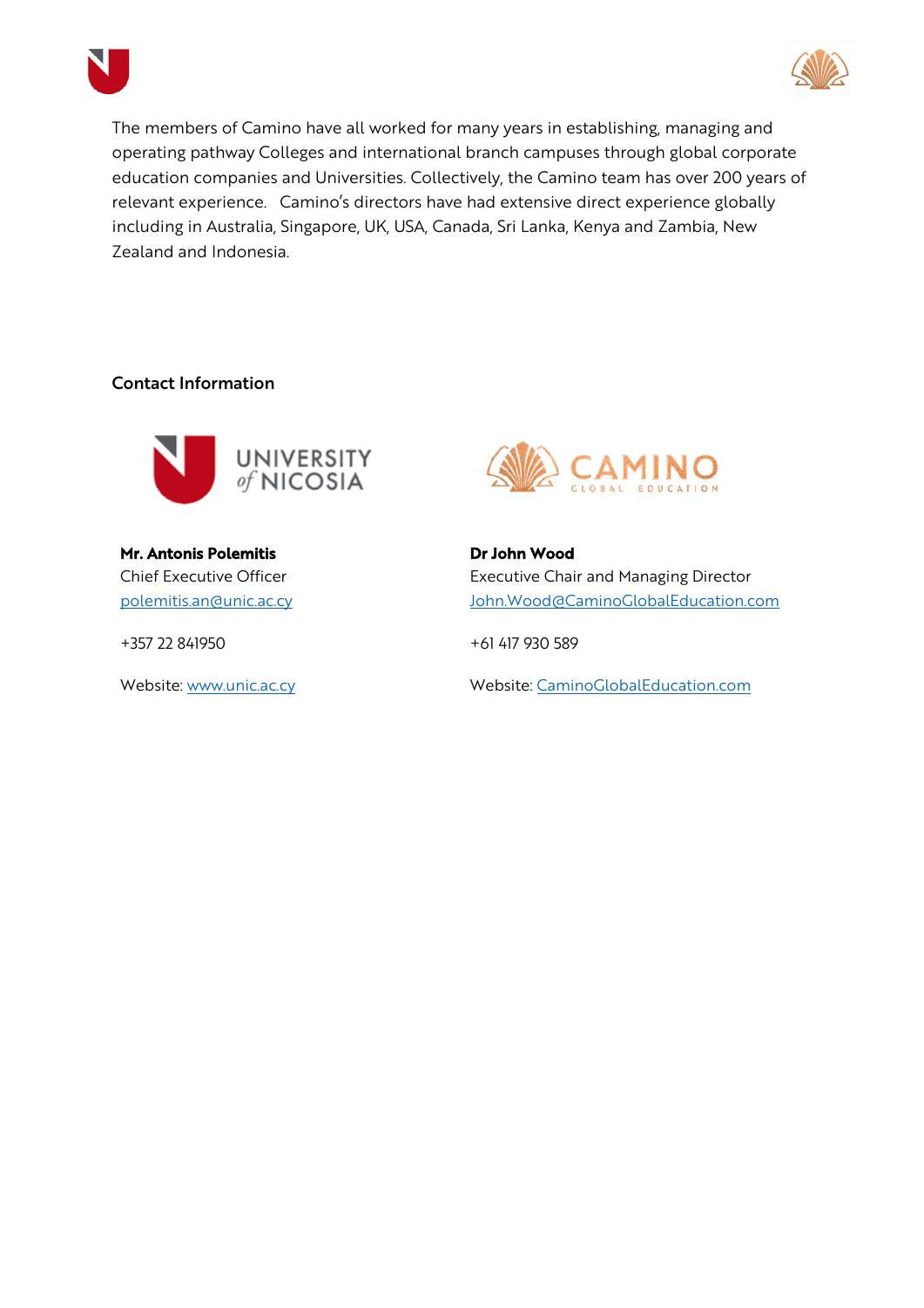The members of Camino have all worked for many years in establishing, managing and operating pathway Colleges and international branch campuses through global corporate education companies and Universities. Collectively, the Camino team has over 200 years of relevant experience. Camino's directors have had extensive direct experience globally including in Australia, Singapore, UK, USA, Canada, Sri Lanka, Kenya and Zambia, New Zealand and Indonesia.

## Contact Information

UNIVERSITY of NICOSIA

**Mr. Antonis Polemitis**
Chief Executive Officer
polemitis.an@unic.ac.cy

+357 22 841950

Website: www.unic.ac.cy

CAMINO GLOBAL EDUCATION

**Dr John Wood**
Executive Chair and Managing Director
John.Wood@CaminoGlobalEducation.com

+61 417 930 589

Website: CaminoGlobalEducation.com